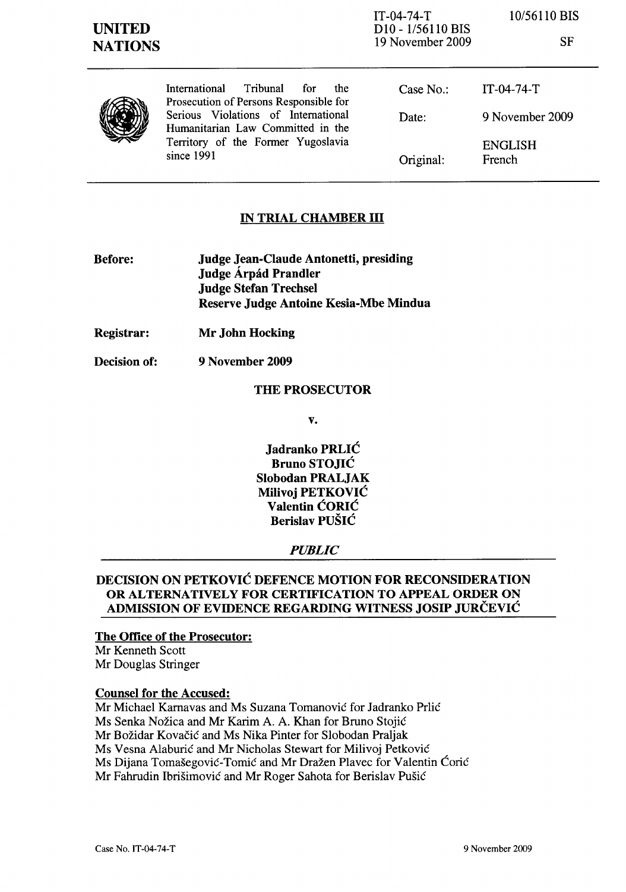**UNITED NATIONS**

IT-04-74-T
D10 - 1/56110 BIS
19 November 2009

10/56110 BIS

SF

International Tribunal for the Prosecution of Persons Responsible for Serious Violations of International Humanitarian Law Committed in the Territory of the Former Yugoslavia since 1991

| | |
|---|---|
| Case No.: | IT-04-74-T |
| Date: | 9 November 2009 |
| | ENGLISH |
| Original: | French |

**IN TRIAL CHAMBER III**

| | |
|---|---|
| **Before:** | **Judge Jean-Claude Antonetti, presiding** |
| | **Judge Árpád Prandler** |
| | **Judge Stefan Trechsel** |
| | **Reserve Judge Antoine Kesia-Mbe Mindua** |
| **Registrar:** | **Mr John Hocking** |
| **Decision of:** | **9 November 2009** |

**THE PROSECUTOR**

**v.**

**Jadranko PRLIĆ**
**Bruno STOJIĆ**
**Slobodan PRALJAK**
**Milivoj PETKOVIĆ**
**Valentin ĆORIĆ**
**Berislav PUŠIĆ**

***PUBLIC***

**DECISION ON PETKOVIĆ DEFENCE MOTION FOR RECONSIDERATION OR ALTERNATIVELY FOR CERTIFICATION TO APPEAL ORDER ON ADMISSION OF EVIDENCE REGARDING WITNESS JOSIP JURČEVIĆ**

**The Office of the Prosecutor:**
Mr Kenneth Scott
Mr Douglas Stringer

**Counsel for the Accused:**
Mr Michael Karnavas and Ms Suzana Tomanović for Jadranko Prlić
Ms Senka Nožica and Mr Karim A. A. Khan for Bruno Stojić
Mr Božidar Kovačić and Ms Nika Pinter for Slobodan Praljak
Ms Vesna Alaburić and Mr Nicholas Stewart for Milivoj Petković
Ms Dijana Tomašegović-Tomić and Mr Dražen Plavec for Valentin Ćorić
Mr Fahrudin Ibrišimović and Mr Roger Sahota for Berislav Pušić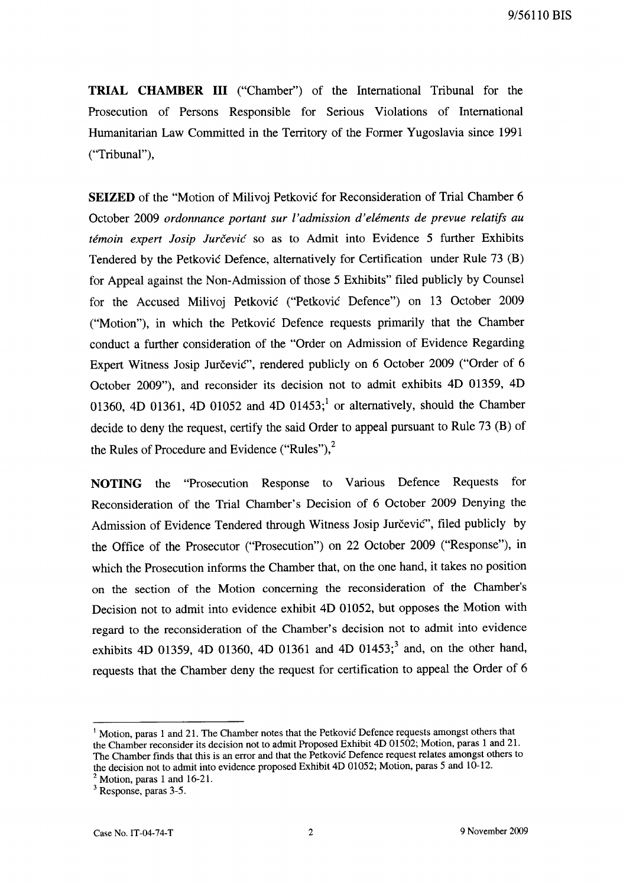**TRIAL CHAMBER III** ("Chamber") of the International Tribunal for the Prosecution of Persons Responsible for Serious Violations of International Humanitarian Law Committed in the Territory of the Former Yugoslavia since 1991 ("Tribunal"),

**SEIZED** of the "Motion of Milivoj Petković for Reconsideration of Trial Chamber 6 October 2009 *ordonnance portant sur l'admission d'eléments de prevue relatifs au témoin expert Josip Jurčević* so as to Admit into Evidence 5 further Exhibits Tendered by the Petković Defence, alternatively for Certification under Rule 73 (B) for Appeal against the Non-Admission of those 5 Exhibits" filed publicly by Counsel for the Accused Milivoj Petković ("Petković Defence") on 13 October 2009 ("Motion"), in which the Petković Defence requests primarily that the Chamber conduct a further consideration of the "Order on Admission of Evidence Regarding Expert Witness Josip Jurčević", rendered publicly on 6 October 2009 ("Order of 6 October 2009"), and reconsider its decision not to admit exhibits 4D 01359, 4D 01360, 4D 01361, 4D 01052 and 4D 01453;[1] or alternatively, should the Chamber decide to deny the request, certify the said Order to appeal pursuant to Rule 73 (B) of the Rules of Procedure and Evidence ("Rules"),[2]

**NOTING** the "Prosecution Response to Various Defence Requests for Reconsideration of the Trial Chamber's Decision of 6 October 2009 Denying the Admission of Evidence Tendered through Witness Josip Jurčević", filed publicly by the Office of the Prosecutor ("Prosecution") on 22 October 2009 ("Response"), in which the Prosecution informs the Chamber that, on the one hand, it takes no position on the section of the Motion concerning the reconsideration of the Chamber's Decision not to admit into evidence exhibit 4D 01052, but opposes the Motion with regard to the reconsideration of the Chamber's decision not to admit into evidence exhibits 4D 01359, 4D 01360, 4D 01361 and 4D 01453;[3] and, on the other hand, requests that the Chamber deny the request for certification to appeal the Order of 6

---

[1] Motion, paras 1 and 21. The Chamber notes that the Petković Defence requests amongst others that the Chamber reconsider its decision not to admit Proposed Exhibit 4D 01502; Motion, paras 1 and 21. The Chamber finds that this is an error and that the Petković Defence request relates amongst others to the decision not to admit into evidence proposed Exhibit 4D 01052; Motion, paras 5 and 10-12.

[2] Motion, paras 1 and 16-21.

[3] Response, paras 3-5.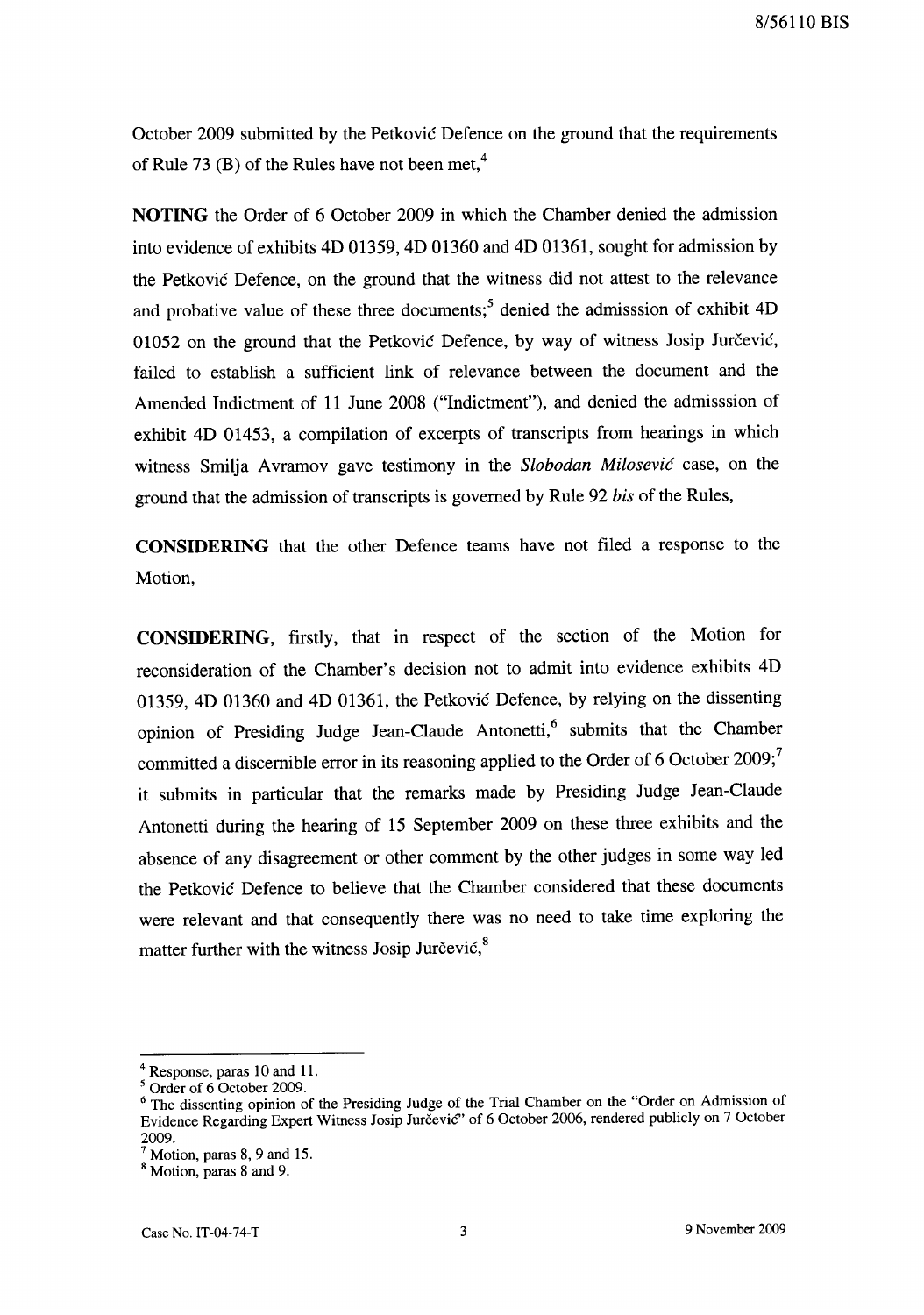October 2009 submitted by the Petković Defence on the ground that the requirements of Rule 73 (B) of the Rules have not been met,[4]

**NOTING** the Order of 6 October 2009 in which the Chamber denied the admission into evidence of exhibits 4D 01359, 4D 01360 and 4D 01361, sought for admission by the Petković Defence, on the ground that the witness did not attest to the relevance and probative value of these three documents;[5] denied the admisssion of exhibit 4D 01052 on the ground that the Petković Defence, by way of witness Josip Jurčević, failed to establish a sufficient link of relevance between the document and the Amended Indictment of 11 June 2008 ("Indictment"), and denied the admisssion of exhibit 4D 01453, a compilation of excerpts of transcripts from hearings in which witness Smilja Avramov gave testimony in the *Slobodan Milosević* case, on the ground that the admission of transcripts is governed by Rule 92 *bis* of the Rules,

**CONSIDERING** that the other Defence teams have not filed a response to the Motion,

**CONSIDERING**, firstly, that in respect of the section of the Motion for reconsideration of the Chamber's decision not to admit into evidence exhibits 4D 01359, 4D 01360 and 4D 01361, the Petković Defence, by relying on the dissenting opinion of Presiding Judge Jean-Claude Antonetti,[6] submits that the Chamber committed a discernible error in its reasoning applied to the Order of 6 October 2009;[7] it submits in particular that the remarks made by Presiding Judge Jean-Claude Antonetti during the hearing of 15 September 2009 on these three exhibits and the absence of any disagreement or other comment by the other judges in some way led the Petković Defence to believe that the Chamber considered that these documents were relevant and that consequently there was no need to take time exploring the matter further with the witness Josip Jurčević,[8]

---

[4] Response, paras 10 and 11.

[5] Order of 6 October 2009.

[6] The dissenting opinion of the Presiding Judge of the Trial Chamber on the "Order on Admission of Evidence Regarding Expert Witness Josip Jurčević" of 6 October 2006, rendered publicly on 7 October 2009.

[7] Motion, paras 8, 9 and 15.

[8] Motion, paras 8 and 9.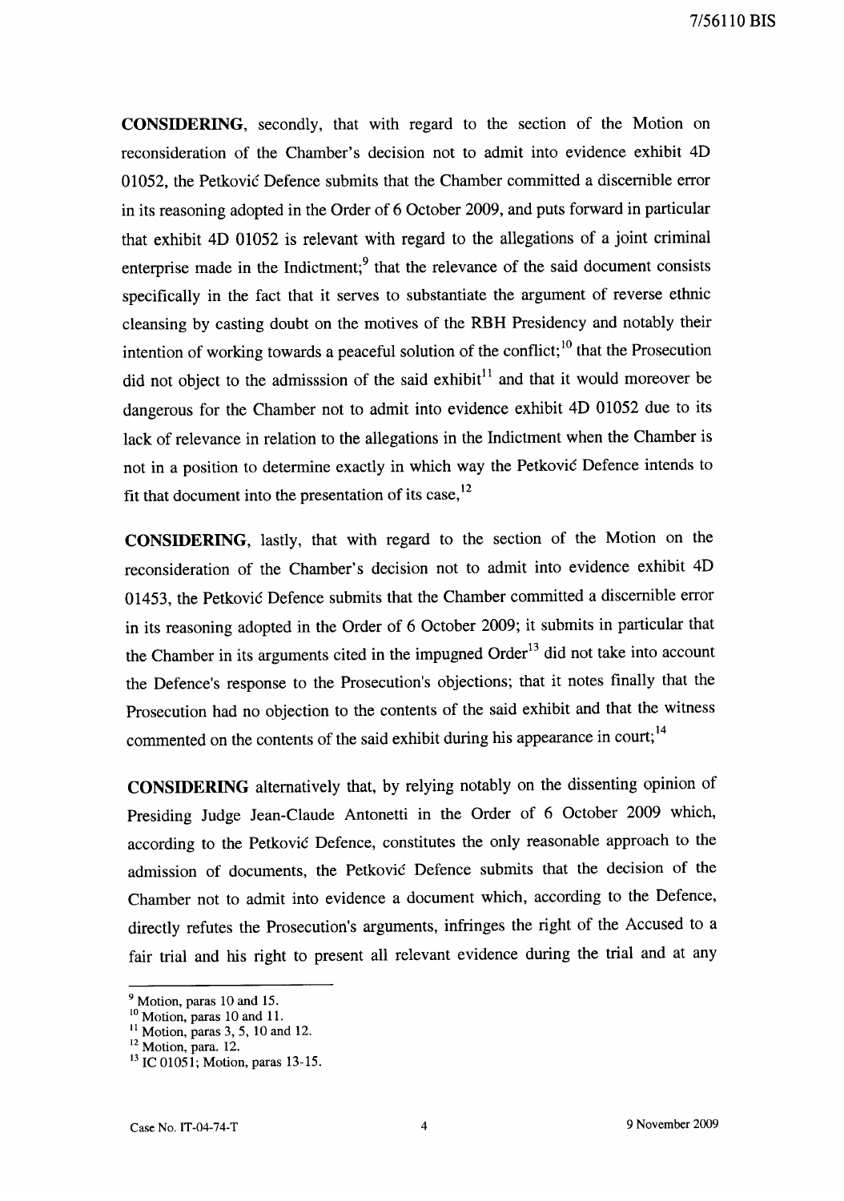**CONSIDERING**, secondly, that with regard to the section of the Motion on reconsideration of the Chamber's decision not to admit into evidence exhibit 4D 01052, the Petković Defence submits that the Chamber committed a discernible error in its reasoning adopted in the Order of 6 October 2009, and puts forward in particular that exhibit 4D 01052 is relevant with regard to the allegations of a joint criminal enterprise made in the Indictment;[9] that the relevance of the said document consists specifically in the fact that it serves to substantiate the argument of reverse ethnic cleansing by casting doubt on the motives of the RBH Presidency and notably their intention of working towards a peaceful solution of the conflict;[10] that the Prosecution did not object to the admisssion of the said exhibit[11] and that it would moreover be dangerous for the Chamber not to admit into evidence exhibit 4D 01052 due to its lack of relevance in relation to the allegations in the Indictment when the Chamber is not in a position to determine exactly in which way the Petković Defence intends to fit that document into the presentation of its case,[12]

**CONSIDERING**, lastly, that with regard to the section of the Motion on the reconsideration of the Chamber's decision not to admit into evidence exhibit 4D 01453, the Petković Defence submits that the Chamber committed a discernible error in its reasoning adopted in the Order of 6 October 2009; it submits in particular that the Chamber in its arguments cited in the impugned Order[13] did not take into account the Defence's response to the Prosecution's objections; that it notes finally that the Prosecution had no objection to the contents of the said exhibit and that the witness commented on the contents of the said exhibit during his appearance in court;[14]

**CONSIDERING** alternatively that, by relying notably on the dissenting opinion of Presiding Judge Jean-Claude Antonetti in the Order of 6 October 2009 which, according to the Petković Defence, constitutes the only reasonable approach to the admission of documents, the Petković Defence submits that the decision of the Chamber not to admit into evidence a document which, according to the Defence, directly refutes the Prosecution's arguments, infringes the right of the Accused to a fair trial and his right to present all relevant evidence during the trial and at any

---

[9] Motion, paras 10 and 15.

[10] Motion, paras 10 and 11.

[11] Motion, paras 3, 5, 10 and 12.

[12] Motion, para. 12.

[13] IC 01051; Motion, paras 13-15.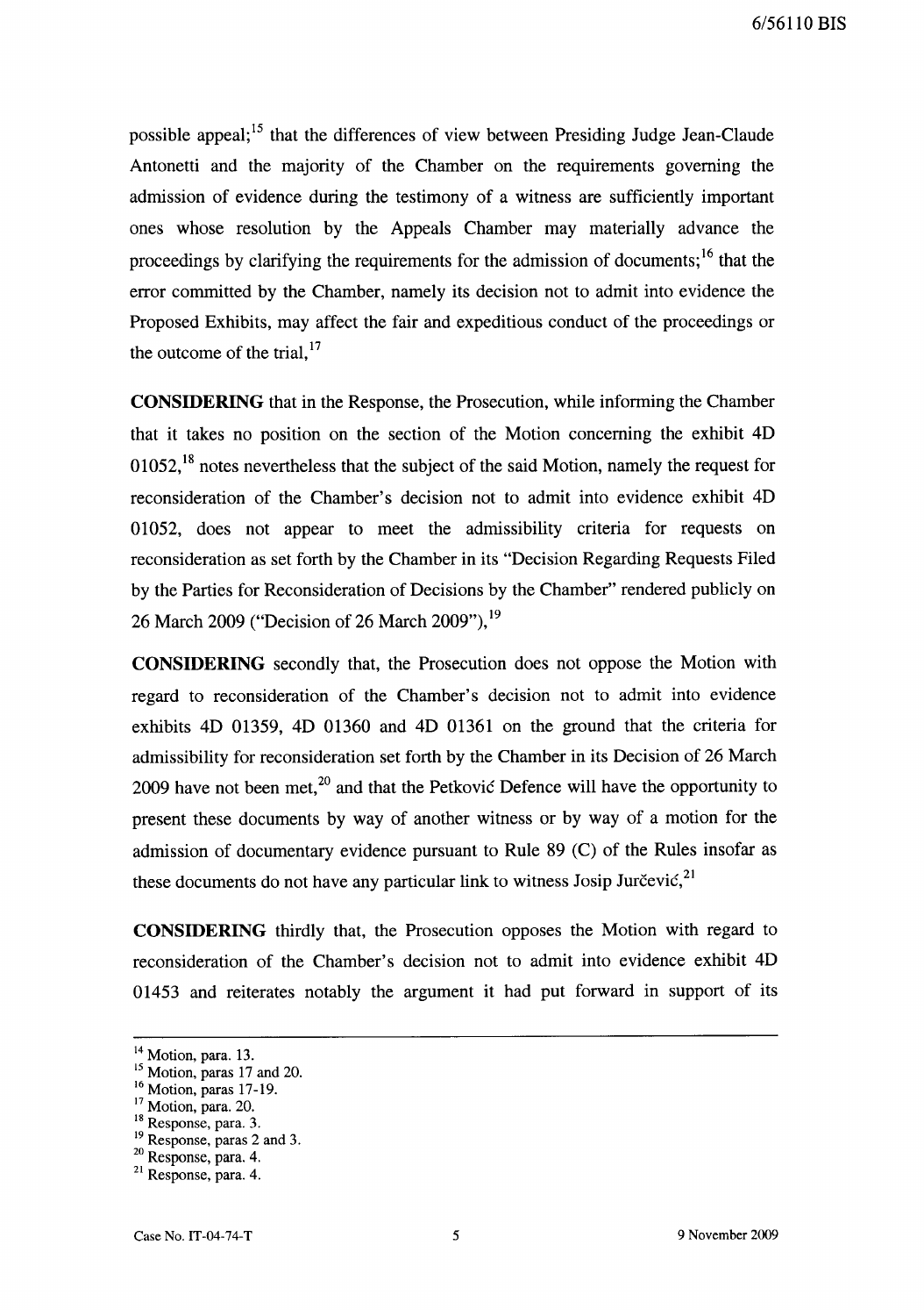possible appeal;[15] that the differences of view between Presiding Judge Jean-Claude Antonetti and the majority of the Chamber on the requirements governing the admission of evidence during the testimony of a witness are sufficiently important ones whose resolution by the Appeals Chamber may materially advance the proceedings by clarifying the requirements for the admission of documents;[16] that the error committed by the Chamber, namely its decision not to admit into evidence the Proposed Exhibits, may affect the fair and expeditious conduct of the proceedings or the outcome of the trial,[17]

**CONSIDERING** that in the Response, the Prosecution, while informing the Chamber that it takes no position on the section of the Motion concerning the exhibit 4D 01052,[18] notes nevertheless that the subject of the said Motion, namely the request for reconsideration of the Chamber's decision not to admit into evidence exhibit 4D 01052, does not appear to meet the admissibility criteria for requests on reconsideration as set forth by the Chamber in its "Decision Regarding Requests Filed by the Parties for Reconsideration of Decisions by the Chamber" rendered publicly on 26 March 2009 ("Decision of 26 March 2009"),[19]

**CONSIDERING** secondly that, the Prosecution does not oppose the Motion with regard to reconsideration of the Chamber's decision not to admit into evidence exhibits 4D 01359, 4D 01360 and 4D 01361 on the ground that the criteria for admissibility for reconsideration set forth by the Chamber in its Decision of 26 March 2009 have not been met,[20] and that the Petković Defence will have the opportunity to present these documents by way of another witness or by way of a motion for the admission of documentary evidence pursuant to Rule 89 (C) of the Rules insofar as these documents do not have any particular link to witness Josip Jurčević,[21]

**CONSIDERING** thirdly that, the Prosecution opposes the Motion with regard to reconsideration of the Chamber's decision not to admit into evidence exhibit 4D 01453 and reiterates notably the argument it had put forward in support of its

---

[14] Motion, para. 13.
[15] Motion, paras 17 and 20.
[16] Motion, paras 17-19.
[17] Motion, para. 20.
[18] Response, para. 3.
[19] Response, paras 2 and 3.
[20] Response, para. 4.
[21] Response, para. 4.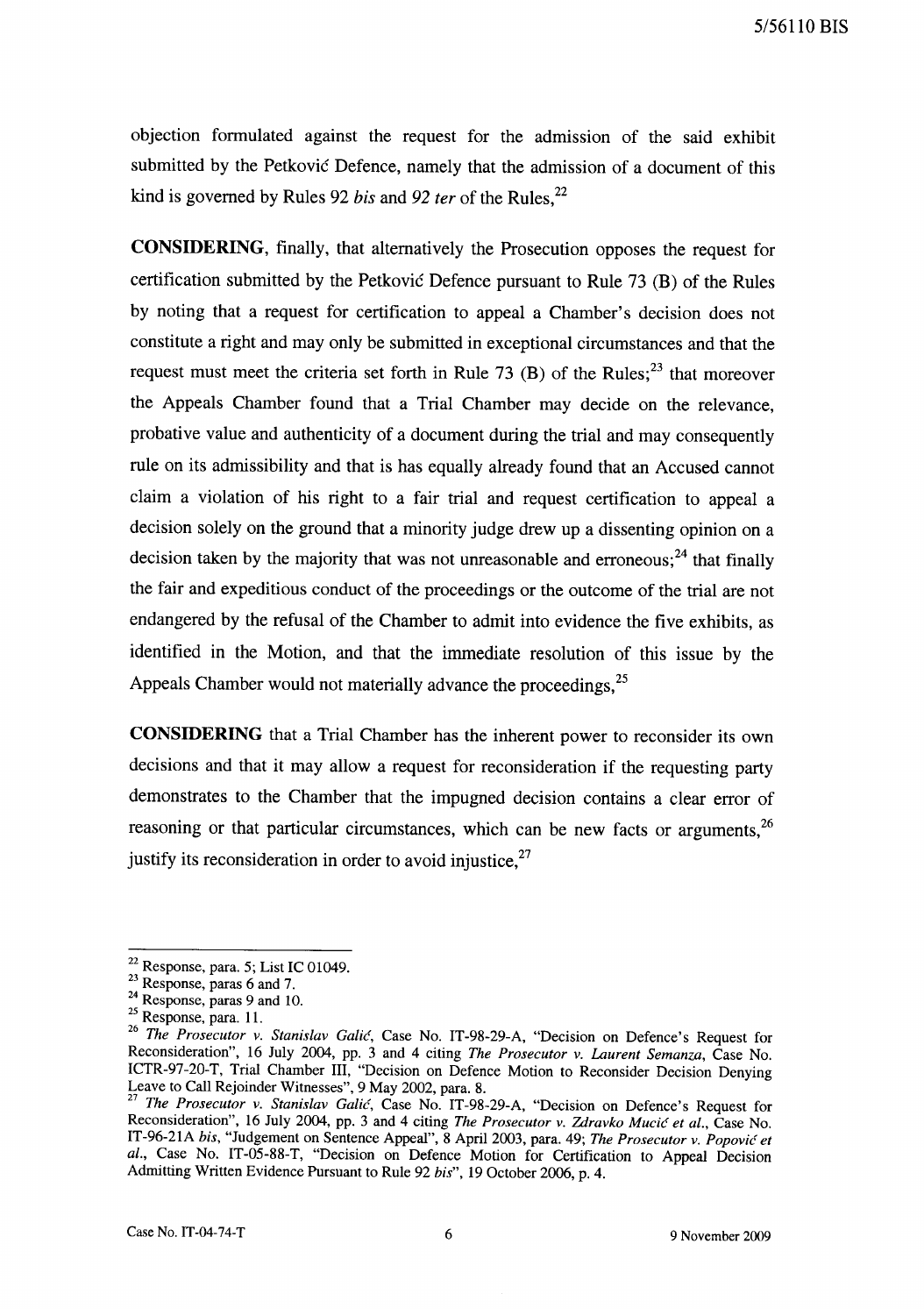objection formulated against the request for the admission of the said exhibit submitted by the Petković Defence, namely that the admission of a document of this kind is governed by Rules 92 *bis* and *92 ter* of the Rules,[22]

**CONSIDERING**, finally, that alternatively the Prosecution opposes the request for certification submitted by the Petković Defence pursuant to Rule 73 (B) of the Rules by noting that a request for certification to appeal a Chamber's decision does not constitute a right and may only be submitted in exceptional circumstances and that the request must meet the criteria set forth in Rule 73 (B) of the Rules;[23] that moreover the Appeals Chamber found that a Trial Chamber may decide on the relevance, probative value and authenticity of a document during the trial and may consequently rule on its admissibility and that is has equally already found that an Accused cannot claim a violation of his right to a fair trial and request certification to appeal a decision solely on the ground that a minority judge drew up a dissenting opinion on a decision taken by the majority that was not unreasonable and erroneous;[24] that finally the fair and expeditious conduct of the proceedings or the outcome of the trial are not endangered by the refusal of the Chamber to admit into evidence the five exhibits, as identified in the Motion, and that the immediate resolution of this issue by the Appeals Chamber would not materially advance the proceedings,[25]

**CONSIDERING** that a Trial Chamber has the inherent power to reconsider its own decisions and that it may allow a request for reconsideration if the requesting party demonstrates to the Chamber that the impugned decision contains a clear error of reasoning or that particular circumstances, which can be new facts or arguments,[26] justify its reconsideration in order to avoid injustice,[27]

---

[22] Response, para. 5; List IC 01049.

[23] Response, paras 6 and 7.

[24] Response, paras 9 and 10.

[25] Response, para. 11.

[26] *The Prosecutor v. Stanislav Galić*, Case No. IT-98-29-A, "Decision on Defence's Request for Reconsideration", 16 July 2004, pp. 3 and 4 citing *The Prosecutor v. Laurent Semanza*, Case No. ICTR-97-20-T, Trial Chamber III, "Decision on Defence Motion to Reconsider Decision Denying Leave to Call Rejoinder Witnesses", 9 May 2002, para. 8.

[27] *The Prosecutor v. Stanislav Galić*, Case No. IT-98-29-A, "Decision on Defence's Request for Reconsideration", 16 July 2004, pp. 3 and 4 citing *The Prosecutor v. Zdravko Mucić et al.*, Case No. IT-96-21A *bis*, "Judgement on Sentence Appeal", 8 April 2003, para. 49; *The Prosecutor v. Popović et al.*, Case No. IT-05-88-T, "Decision on Defence Motion for Certification to Appeal Decision Admitting Written Evidence Pursuant to Rule 92 *bis*", 19 October 2006, p. 4.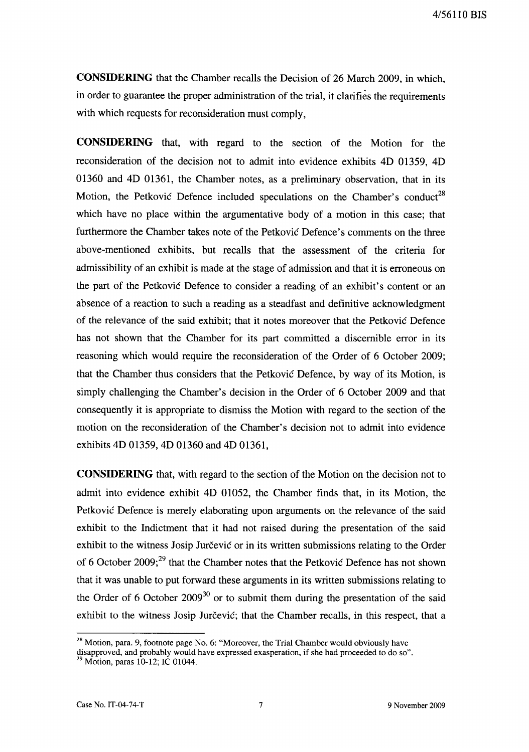**CONSIDERING** that the Chamber recalls the Decision of 26 March 2009, in which, in order to guarantee the proper administration of the trial, it clarifies the requirements with which requests for reconsideration must comply,

**CONSIDERING** that, with regard to the section of the Motion for the reconsideration of the decision not to admit into evidence exhibits 4D 01359, 4D 01360 and 4D 01361, the Chamber notes, as a preliminary observation, that in its Motion, the Petković Defence included speculations on the Chamber's conduct[28] which have no place within the argumentative body of a motion in this case; that furthermore the Chamber takes note of the Petković Defence's comments on the three above-mentioned exhibits, but recalls that the assessment of the criteria for admissibility of an exhibit is made at the stage of admission and that it is erroneous on the part of the Petković Defence to consider a reading of an exhibit's content or an absence of a reaction to such a reading as a steadfast and definitive acknowledgment of the relevance of the said exhibit; that it notes moreover that the Petković Defence has not shown that the Chamber for its part committed a discernible error in its reasoning which would require the reconsideration of the Order of 6 October 2009; that the Chamber thus considers that the Petković Defence, by way of its Motion, is simply challenging the Chamber's decision in the Order of 6 October 2009 and that consequently it is appropriate to dismiss the Motion with regard to the section of the motion on the reconsideration of the Chamber's decision not to admit into evidence exhibits 4D 01359, 4D 01360 and 4D 01361,

**CONSIDERING** that, with regard to the section of the Motion on the decision not to admit into evidence exhibit 4D 01052, the Chamber finds that, in its Motion, the Petković Defence is merely elaborating upon arguments on the relevance of the said exhibit to the Indictment that it had not raised during the presentation of the said exhibit to the witness Josip Jurčević or in its written submissions relating to the Order of 6 October 2009;[29] that the Chamber notes that the Petković Defence has not shown that it was unable to put forward these arguments in its written submissions relating to the Order of 6 October 2009[30] or to submit them during the presentation of the said exhibit to the witness Josip Jurčević; that the Chamber recalls, in this respect, that a

---

[28] Motion, para. 9, footnote page No. 6: "Moreover, the Trial Chamber would obviously have disapproved, and probably would have expressed exasperation, if she had proceeded to do so".

[29] Motion, paras 10-12; IC 01044.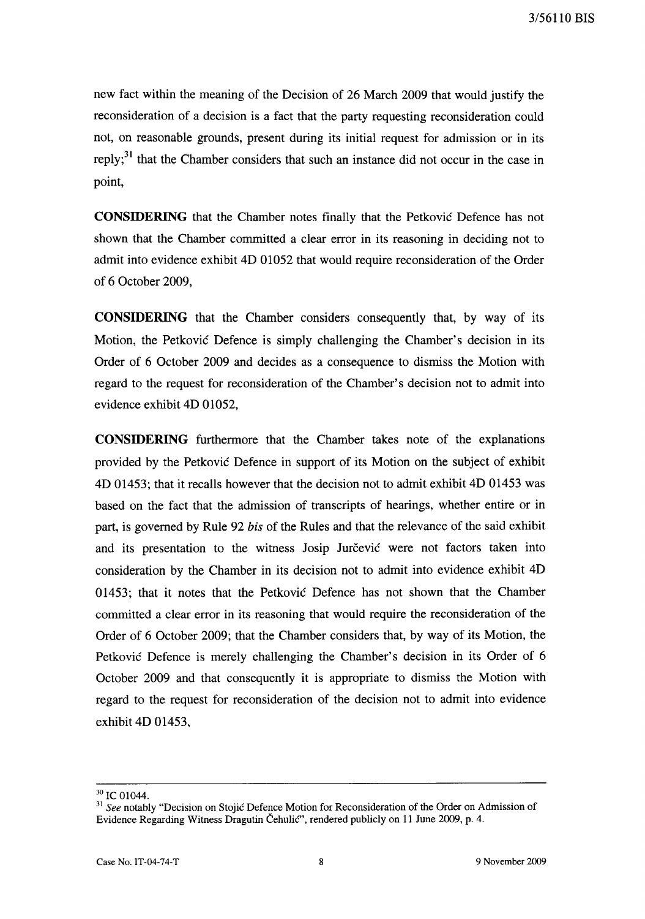new fact within the meaning of the Decision of 26 March 2009 that would justify the reconsideration of a decision is a fact that the party requesting reconsideration could not, on reasonable grounds, present during its initial request for admission or in its reply;[31] that the Chamber considers that such an instance did not occur in the case in point,

**CONSIDERING** that the Chamber notes finally that the Petković Defence has not shown that the Chamber committed a clear error in its reasoning in deciding not to admit into evidence exhibit 4D 01052 that would require reconsideration of the Order of 6 October 2009,

**CONSIDERING** that the Chamber considers consequently that, by way of its Motion, the Petković Defence is simply challenging the Chamber's decision in its Order of 6 October 2009 and decides as a consequence to dismiss the Motion with regard to the request for reconsideration of the Chamber's decision not to admit into evidence exhibit 4D 01052,

**CONSIDERING** furthermore that the Chamber takes note of the explanations provided by the Petković Defence in support of its Motion on the subject of exhibit 4D 01453; that it recalls however that the decision not to admit exhibit 4D 01453 was based on the fact that the admission of transcripts of hearings, whether entire or in part, is governed by Rule 92 *bis* of the Rules and that the relevance of the said exhibit and its presentation to the witness Josip Jurčević were not factors taken into consideration by the Chamber in its decision not to admit into evidence exhibit 4D 01453; that it notes that the Petković Defence has not shown that the Chamber committed a clear error in its reasoning that would require the reconsideration of the Order of 6 October 2009; that the Chamber considers that, by way of its Motion, the Petković Defence is merely challenging the Chamber's decision in its Order of 6 October 2009 and that consequently it is appropriate to dismiss the Motion with regard to the request for reconsideration of the decision not to admit into evidence exhibit 4D 01453,

---

[30] IC 01044.

[31] *See* notably "Decision on Stojić Defence Motion for Reconsideration of the Order on Admission of Evidence Regarding Witness Dragutin Čehulić", rendered publicly on 11 June 2009, p. 4.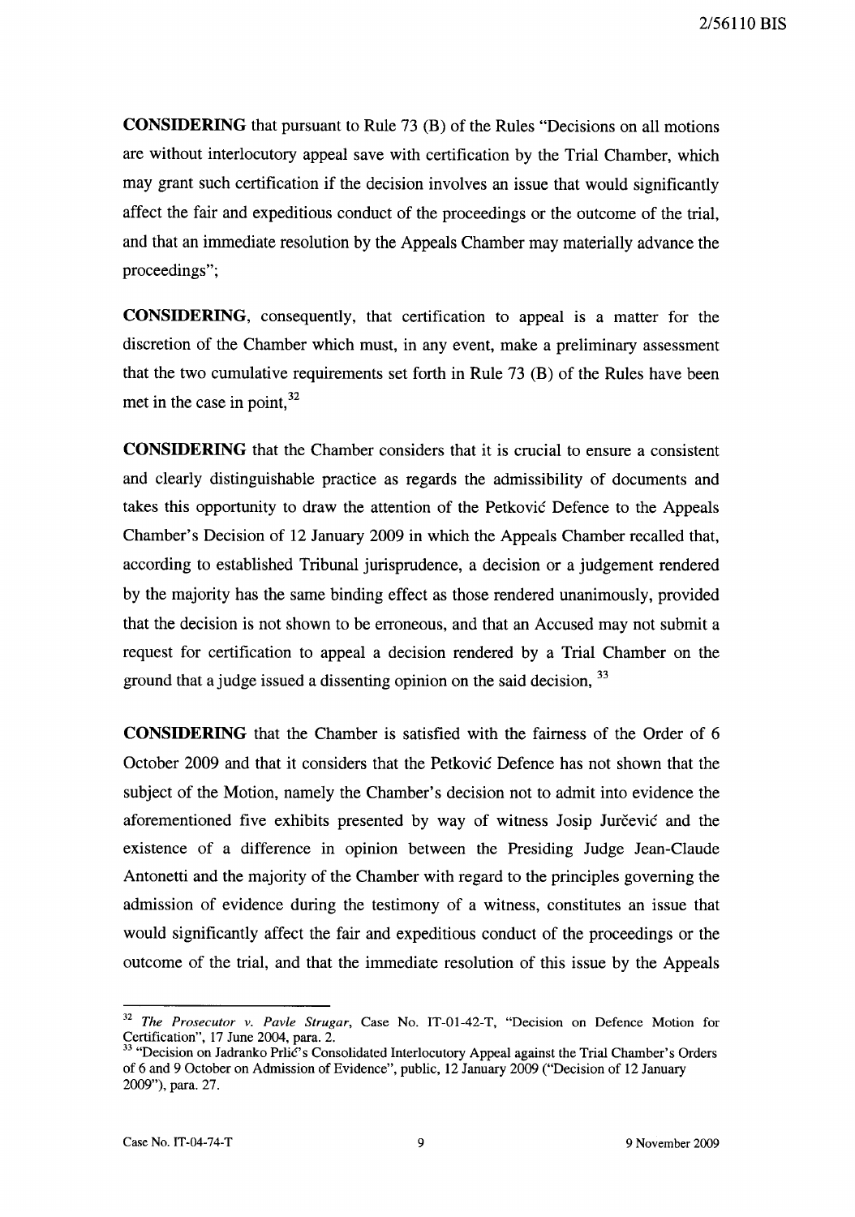**CONSIDERING** that pursuant to Rule 73 (B) of the Rules "Decisions on all motions are without interlocutory appeal save with certification by the Trial Chamber, which may grant such certification if the decision involves an issue that would significantly affect the fair and expeditious conduct of the proceedings or the outcome of the trial, and that an immediate resolution by the Appeals Chamber may materially advance the proceedings";

**CONSIDERING**, consequently, that certification to appeal is a matter for the discretion of the Chamber which must, in any event, make a preliminary assessment that the two cumulative requirements set forth in Rule 73 (B) of the Rules have been met in the case in point,[32]

**CONSIDERING** that the Chamber considers that it is crucial to ensure a consistent and clearly distinguishable practice as regards the admissibility of documents and takes this opportunity to draw the attention of the Petković Defence to the Appeals Chamber's Decision of 12 January 2009 in which the Appeals Chamber recalled that, according to established Tribunal jurisprudence, a decision or a judgement rendered by the majority has the same binding effect as those rendered unanimously, provided that the decision is not shown to be erroneous, and that an Accused may not submit a request for certification to appeal a decision rendered by a Trial Chamber on the ground that a judge issued a dissenting opinion on the said decision, [33]

**CONSIDERING** that the Chamber is satisfied with the fairness of the Order of 6 October 2009 and that it considers that the Petković Defence has not shown that the subject of the Motion, namely the Chamber's decision not to admit into evidence the aforementioned five exhibits presented by way of witness Josip Jurčević and the existence of a difference in opinion between the Presiding Judge Jean-Claude Antonetti and the majority of the Chamber with regard to the principles governing the admission of evidence during the testimony of a witness, constitutes an issue that would significantly affect the fair and expeditious conduct of the proceedings or the outcome of the trial, and that the immediate resolution of this issue by the Appeals

---

[32] *The Prosecutor v. Pavle Strugar*, Case No. IT-01-42-T, "Decision on Defence Motion for Certification", 17 June 2004, para. 2.

[33] "Decision on Jadranko Prlić's Consolidated Interlocutory Appeal against the Trial Chamber's Orders of 6 and 9 October on Admission of Evidence", public, 12 January 2009 ("Decision of 12 January 2009"), para. 27.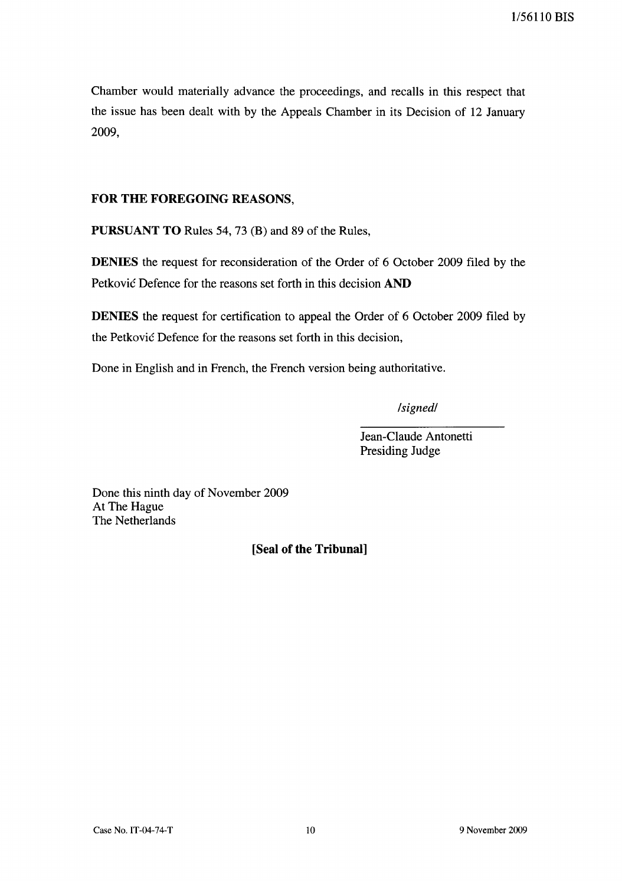Chamber would materially advance the proceedings, and recalls in this respect that the issue has been dealt with by the Appeals Chamber in its Decision of 12 January 2009,

**FOR THE FOREGOING REASONS**,

**PURSUANT TO** Rules 54, 73 (B) and 89 of the Rules,

**DENIES** the request for reconsideration of the Order of 6 October 2009 filed by the Petković Defence for the reasons set forth in this decision **AND**

**DENIES** the request for certification to appeal the Order of 6 October 2009 filed by the Petković Defence for the reasons set forth in this decision,

Done in English and in French, the French version being authoritative.

*/signed/*

Jean-Claude Antonetti
Presiding Judge

Done this ninth day of November 2009
At The Hague
The Netherlands

**[Seal of the Tribunal]**